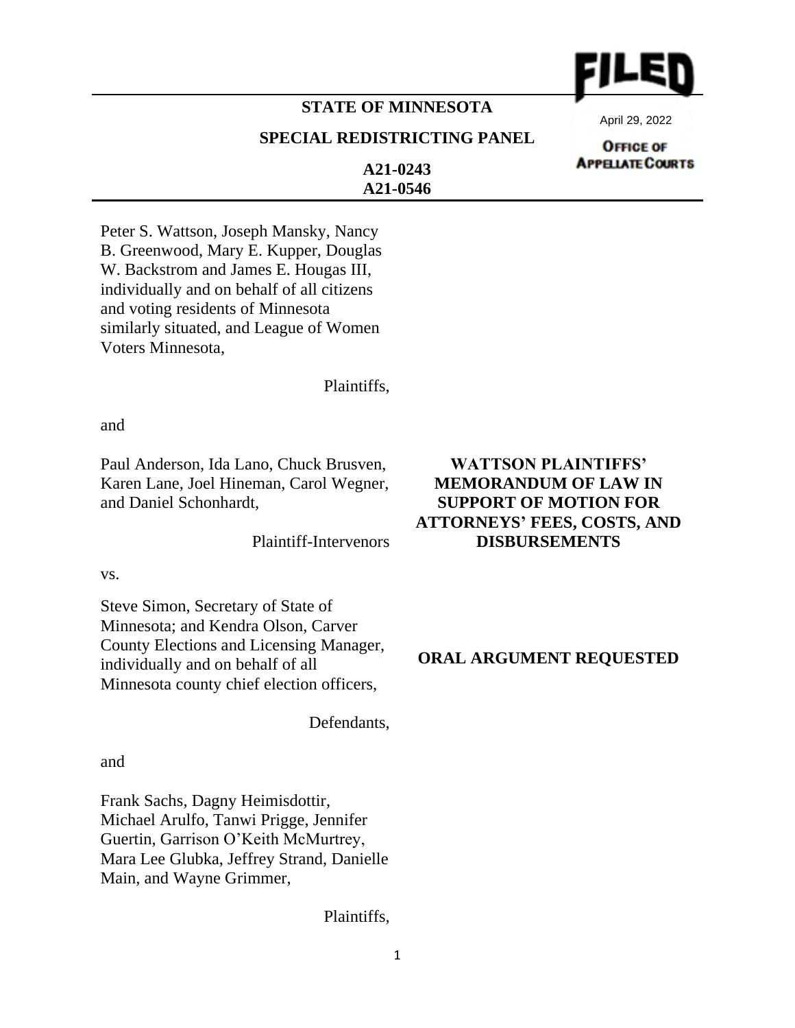FILED

April 29, 2022

OFFICE OF APPELLATE COURTS

**STATE OF MINNESOTA**

**SPECIAL REDISTRICTING PANEL**

**A21-0243**
**A21-0546**

Peter S. Wattson, Joseph Mansky, Nancy B. Greenwood, Mary E. Kupper, Douglas W. Backstrom and James E. Hougas III, individually and on behalf of all citizens and voting residents of Minnesota similarly situated, and League of Women Voters Minnesota,

Plaintiffs,

and

Paul Anderson, Ida Lano, Chuck Brusven, Karen Lane, Joel Hineman, Carol Wegner, and Daniel Schonhardt,

Plaintiff-Intervenors

vs.

Steve Simon, Secretary of State of Minnesota; and Kendra Olson, Carver County Elections and Licensing Manager, individually and on behalf of all Minnesota county chief election officers,

Defendants,

and

Frank Sachs, Dagny Heimisdottir, Michael Arulfo, Tanwi Prigge, Jennifer Guertin, Garrison O'Keith McMurtrey, Mara Lee Glubka, Jeffrey Strand, Danielle Main, and Wayne Grimmer,

Plaintiffs,

**WATTSON PLAINTIFFS' MEMORANDUM OF LAW IN SUPPORT OF MOTION FOR ATTORNEYS' FEES, COSTS, AND DISBURSEMENTS**

**ORAL ARGUMENT REQUESTED**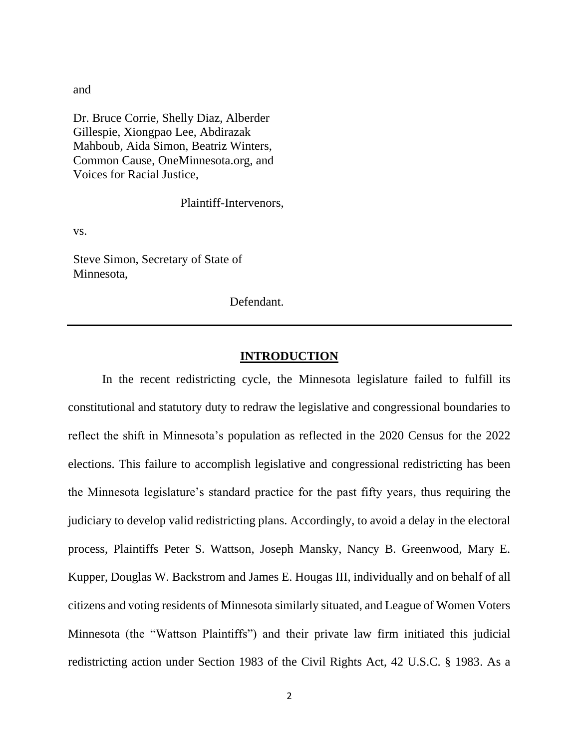and

Dr. Bruce Corrie, Shelly Diaz, Alberder Gillespie, Xiongpao Lee, Abdirazak Mahboub, Aida Simon, Beatriz Winters, Common Cause, OneMinnesota.org, and Voices for Racial Justice,

Plaintiff-Intervenors,

vs.

Steve Simon, Secretary of State of Minnesota,

Defendant.

---

## INTRODUCTION

In the recent redistricting cycle, the Minnesota legislature failed to fulfill its constitutional and statutory duty to redraw the legislative and congressional boundaries to reflect the shift in Minnesota's population as reflected in the 2020 Census for the 2022 elections. This failure to accomplish legislative and congressional redistricting has been the Minnesota legislature's standard practice for the past fifty years, thus requiring the judiciary to develop valid redistricting plans. Accordingly, to avoid a delay in the electoral process, Plaintiffs Peter S. Wattson, Joseph Mansky, Nancy B. Greenwood, Mary E. Kupper, Douglas W. Backstrom and James E. Hougas III, individually and on behalf of all citizens and voting residents of Minnesota similarly situated, and League of Women Voters Minnesota (the "Wattson Plaintiffs") and their private law firm initiated this judicial redistricting action under Section 1983 of the Civil Rights Act, 42 U.S.C. § 1983. As a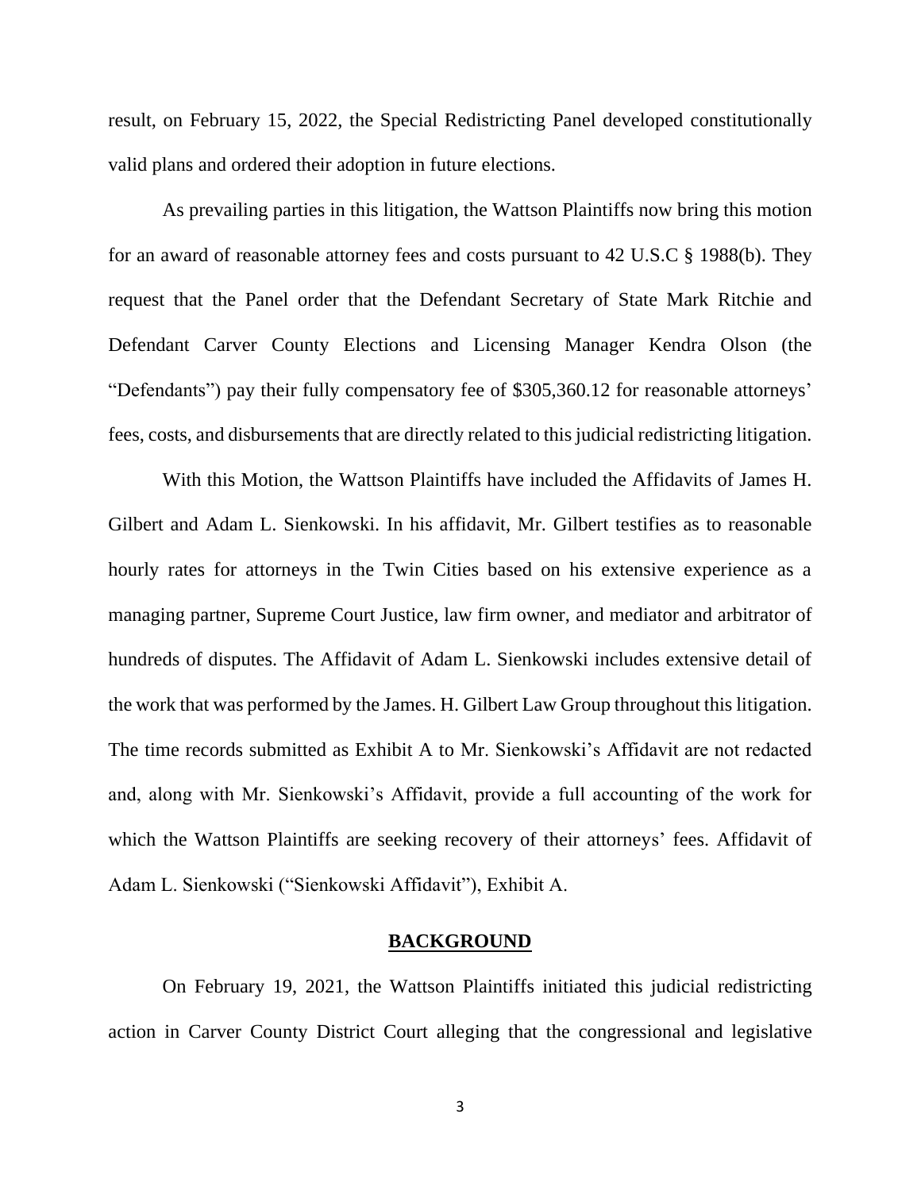result, on February 15, 2022, the Special Redistricting Panel developed constitutionally valid plans and ordered their adoption in future elections.

As prevailing parties in this litigation, the Wattson Plaintiffs now bring this motion for an award of reasonable attorney fees and costs pursuant to 42 U.S.C § 1988(b). They request that the Panel order that the Defendant Secretary of State Mark Ritchie and Defendant Carver County Elections and Licensing Manager Kendra Olson (the "Defendants") pay their fully compensatory fee of $305,360.12 for reasonable attorneys' fees, costs, and disbursements that are directly related to this judicial redistricting litigation.

With this Motion, the Wattson Plaintiffs have included the Affidavits of James H. Gilbert and Adam L. Sienkowski. In his affidavit, Mr. Gilbert testifies as to reasonable hourly rates for attorneys in the Twin Cities based on his extensive experience as a managing partner, Supreme Court Justice, law firm owner, and mediator and arbitrator of hundreds of disputes. The Affidavit of Adam L. Sienkowski includes extensive detail of the work that was performed by the James. H. Gilbert Law Group throughout this litigation. The time records submitted as Exhibit A to Mr. Sienkowski's Affidavit are not redacted and, along with Mr. Sienkowski's Affidavit, provide a full accounting of the work for which the Wattson Plaintiffs are seeking recovery of their attorneys' fees. Affidavit of Adam L. Sienkowski ("Sienkowski Affidavit"), Exhibit A.

## BACKGROUND

On February 19, 2021, the Wattson Plaintiffs initiated this judicial redistricting action in Carver County District Court alleging that the congressional and legislative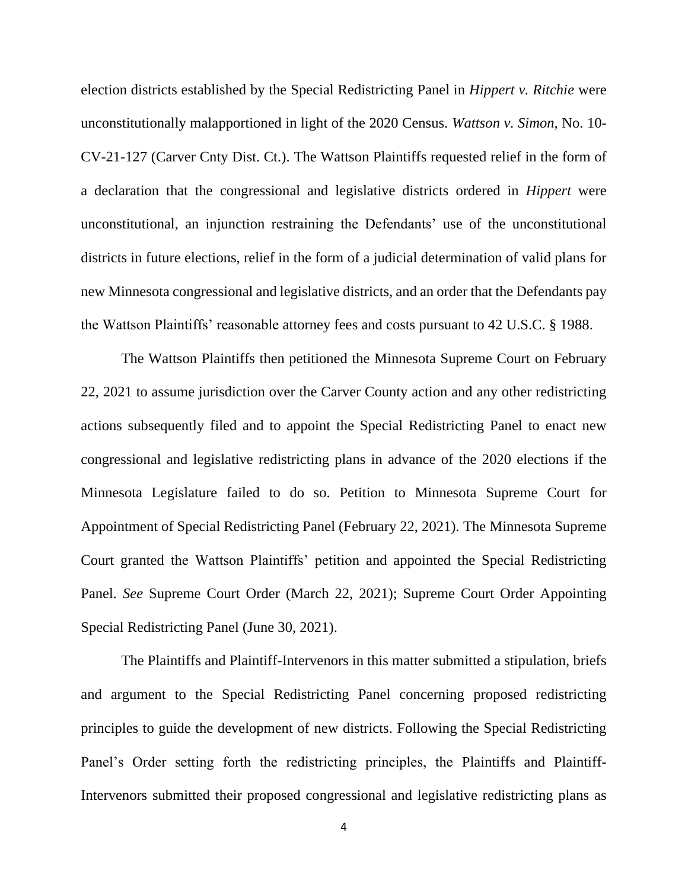election districts established by the Special Redistricting Panel in *Hippert v. Ritchie* were unconstitutionally malapportioned in light of the 2020 Census. *Wattson v. Simon*, No. 10-CV-21-127 (Carver Cnty Dist. Ct.). The Wattson Plaintiffs requested relief in the form of a declaration that the congressional and legislative districts ordered in *Hippert* were unconstitutional, an injunction restraining the Defendants' use of the unconstitutional districts in future elections, relief in the form of a judicial determination of valid plans for new Minnesota congressional and legislative districts, and an order that the Defendants pay the Wattson Plaintiffs' reasonable attorney fees and costs pursuant to 42 U.S.C. § 1988.

The Wattson Plaintiffs then petitioned the Minnesota Supreme Court on February 22, 2021 to assume jurisdiction over the Carver County action and any other redistricting actions subsequently filed and to appoint the Special Redistricting Panel to enact new congressional and legislative redistricting plans in advance of the 2020 elections if the Minnesota Legislature failed to do so. Petition to Minnesota Supreme Court for Appointment of Special Redistricting Panel (February 22, 2021). The Minnesota Supreme Court granted the Wattson Plaintiffs' petition and appointed the Special Redistricting Panel. *See* Supreme Court Order (March 22, 2021); Supreme Court Order Appointing Special Redistricting Panel (June 30, 2021).

The Plaintiffs and Plaintiff-Intervenors in this matter submitted a stipulation, briefs and argument to the Special Redistricting Panel concerning proposed redistricting principles to guide the development of new districts. Following the Special Redistricting Panel's Order setting forth the redistricting principles, the Plaintiffs and Plaintiff-Intervenors submitted their proposed congressional and legislative redistricting plans as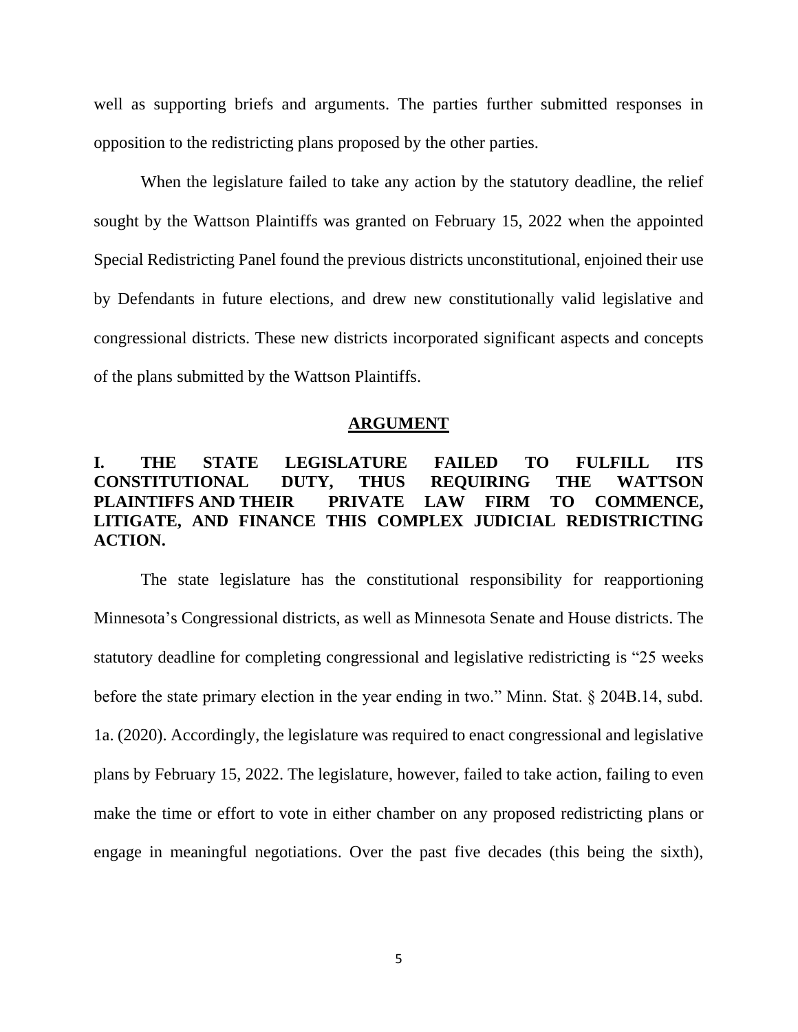well as supporting briefs and arguments. The parties further submitted responses in opposition to the redistricting plans proposed by the other parties.

When the legislature failed to take any action by the statutory deadline, the relief sought by the Wattson Plaintiffs was granted on February 15, 2022 when the appointed Special Redistricting Panel found the previous districts unconstitutional, enjoined their use by Defendants in future elections, and drew new constitutionally valid legislative and congressional districts. These new districts incorporated significant aspects and concepts of the plans submitted by the Wattson Plaintiffs.

## ARGUMENT

### I. THE STATE LEGISLATURE FAILED TO FULFILL ITS CONSTITUTIONAL DUTY, THUS REQUIRING THE WATTSON PLAINTIFFS AND THEIR PRIVATE LAW FIRM TO COMMENCE, LITIGATE, AND FINANCE THIS COMPLEX JUDICIAL REDISTRICTING ACTION.

The state legislature has the constitutional responsibility for reapportioning Minnesota's Congressional districts, as well as Minnesota Senate and House districts. The statutory deadline for completing congressional and legislative redistricting is "25 weeks before the state primary election in the year ending in two." Minn. Stat. § 204B.14, subd. 1a. (2020). Accordingly, the legislature was required to enact congressional and legislative plans by February 15, 2022. The legislature, however, failed to take action, failing to even make the time or effort to vote in either chamber on any proposed redistricting plans or engage in meaningful negotiations. Over the past five decades (this being the sixth),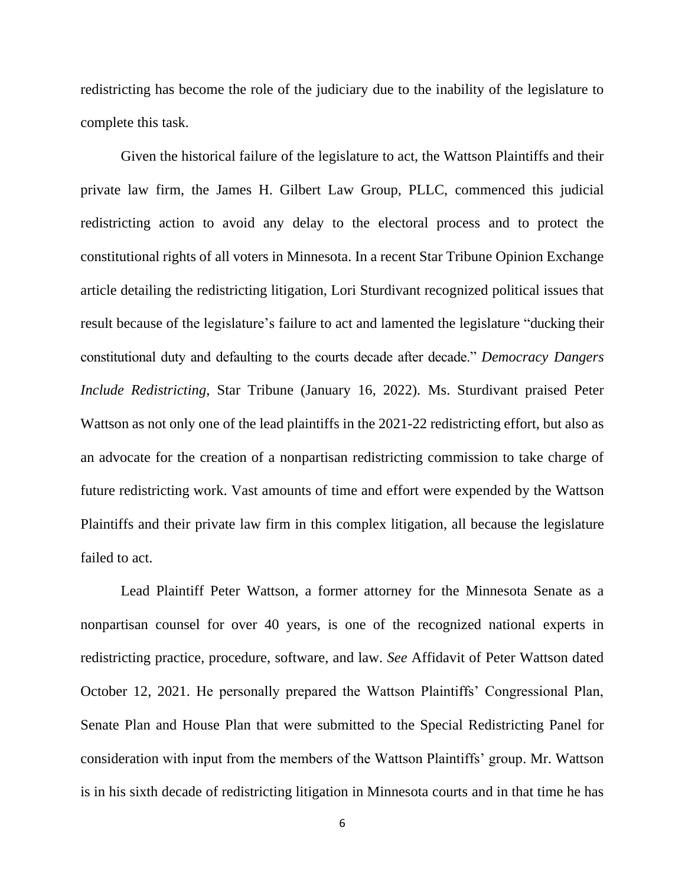redistricting has become the role of the judiciary due to the inability of the legislature to complete this task.

Given the historical failure of the legislature to act, the Wattson Plaintiffs and their private law firm, the James H. Gilbert Law Group, PLLC, commenced this judicial redistricting action to avoid any delay to the electoral process and to protect the constitutional rights of all voters in Minnesota. In a recent Star Tribune Opinion Exchange article detailing the redistricting litigation, Lori Sturdivant recognized political issues that result because of the legislature's failure to act and lamented the legislature "ducking their constitutional duty and defaulting to the courts decade after decade." *Democracy Dangers Include Redistricting*, Star Tribune (January 16, 2022). Ms. Sturdivant praised Peter Wattson as not only one of the lead plaintiffs in the 2021-22 redistricting effort, but also as an advocate for the creation of a nonpartisan redistricting commission to take charge of future redistricting work. Vast amounts of time and effort were expended by the Wattson Plaintiffs and their private law firm in this complex litigation, all because the legislature failed to act.

Lead Plaintiff Peter Wattson, a former attorney for the Minnesota Senate as a nonpartisan counsel for over 40 years, is one of the recognized national experts in redistricting practice, procedure, software, and law. *See* Affidavit of Peter Wattson dated October 12, 2021. He personally prepared the Wattson Plaintiffs' Congressional Plan, Senate Plan and House Plan that were submitted to the Special Redistricting Panel for consideration with input from the members of the Wattson Plaintiffs' group. Mr. Wattson is in his sixth decade of redistricting litigation in Minnesota courts and in that time he has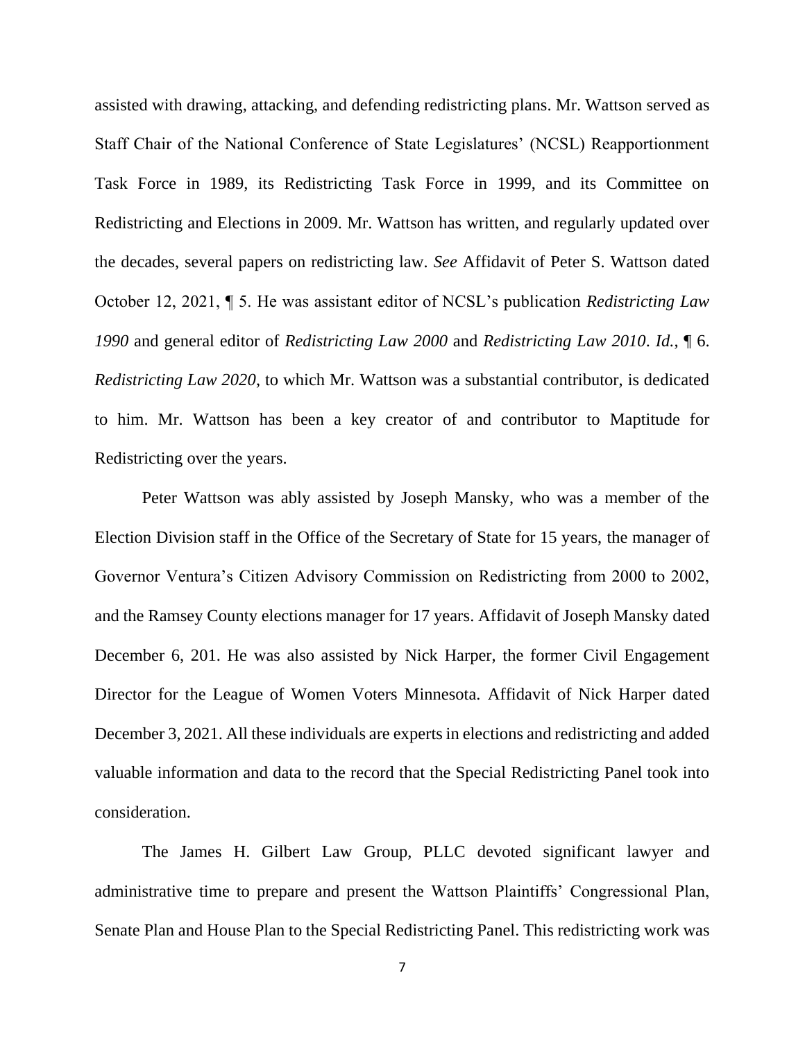assisted with drawing, attacking, and defending redistricting plans. Mr. Wattson served as Staff Chair of the National Conference of State Legislatures' (NCSL) Reapportionment Task Force in 1989, its Redistricting Task Force in 1999, and its Committee on Redistricting and Elections in 2009. Mr. Wattson has written, and regularly updated over the decades, several papers on redistricting law. *See* Affidavit of Peter S. Wattson dated October 12, 2021, ¶ 5. He was assistant editor of NCSL's publication *Redistricting Law 1990* and general editor of *Redistricting Law 2000* and *Redistricting Law 2010*. *Id.*, ¶ 6. *Redistricting Law 2020*, to which Mr. Wattson was a substantial contributor, is dedicated to him. Mr. Wattson has been a key creator of and contributor to Maptitude for Redistricting over the years.

Peter Wattson was ably assisted by Joseph Mansky, who was a member of the Election Division staff in the Office of the Secretary of State for 15 years, the manager of Governor Ventura's Citizen Advisory Commission on Redistricting from 2000 to 2002, and the Ramsey County elections manager for 17 years. Affidavit of Joseph Mansky dated December 6, 201. He was also assisted by Nick Harper, the former Civil Engagement Director for the League of Women Voters Minnesota. Affidavit of Nick Harper dated December 3, 2021. All these individuals are experts in elections and redistricting and added valuable information and data to the record that the Special Redistricting Panel took into consideration.

The James H. Gilbert Law Group, PLLC devoted significant lawyer and administrative time to prepare and present the Wattson Plaintiffs' Congressional Plan, Senate Plan and House Plan to the Special Redistricting Panel. This redistricting work was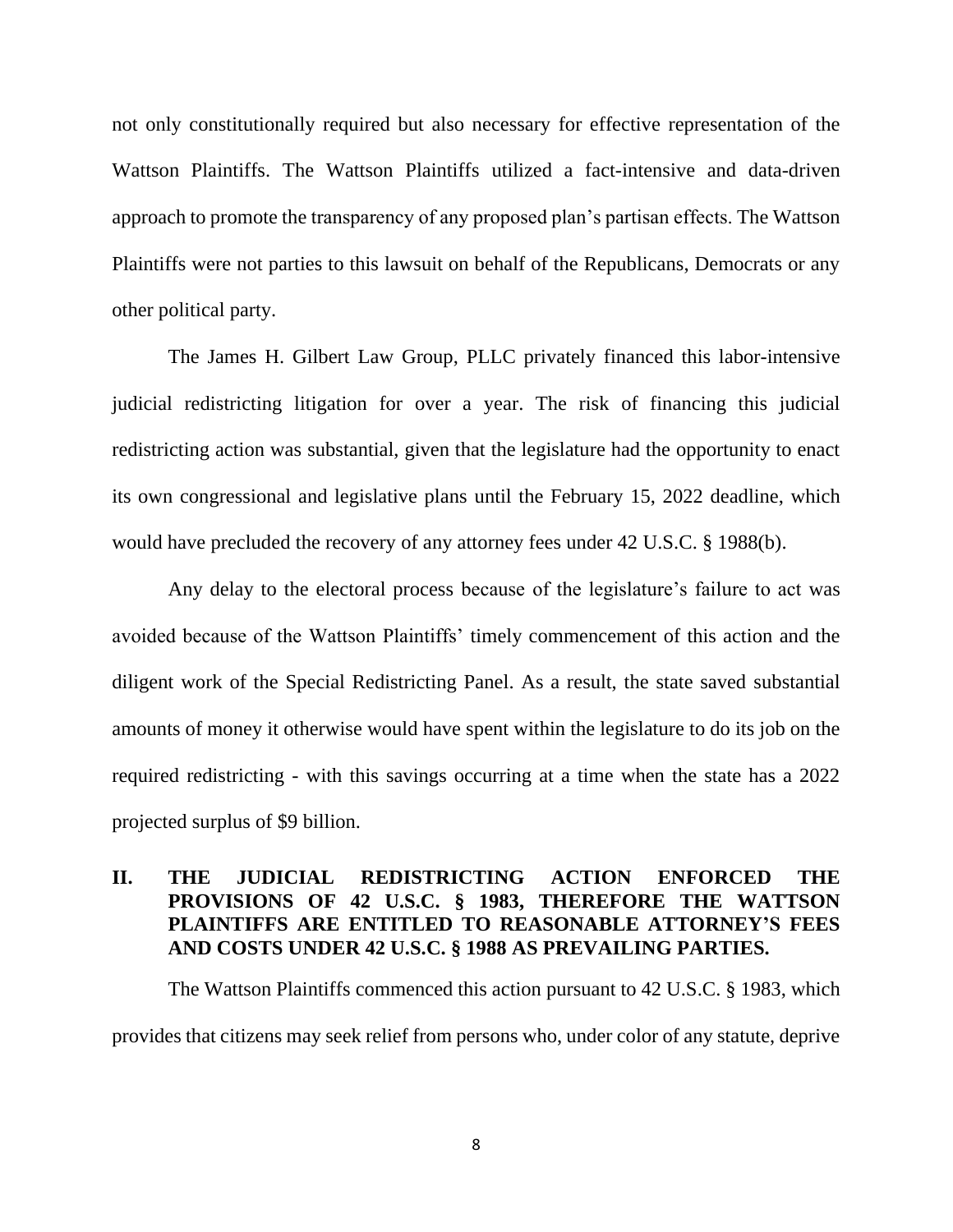not only constitutionally required but also necessary for effective representation of the Wattson Plaintiffs. The Wattson Plaintiffs utilized a fact-intensive and data-driven approach to promote the transparency of any proposed plan's partisan effects. The Wattson Plaintiffs were not parties to this lawsuit on behalf of the Republicans, Democrats or any other political party.

The James H. Gilbert Law Group, PLLC privately financed this labor-intensive judicial redistricting litigation for over a year. The risk of financing this judicial redistricting action was substantial, given that the legislature had the opportunity to enact its own congressional and legislative plans until the February 15, 2022 deadline, which would have precluded the recovery of any attorney fees under 42 U.S.C. § 1988(b).

Any delay to the electoral process because of the legislature's failure to act was avoided because of the Wattson Plaintiffs' timely commencement of this action and the diligent work of the Special Redistricting Panel. As a result, the state saved substantial amounts of money it otherwise would have spent within the legislature to do its job on the required redistricting - with this savings occurring at a time when the state has a 2022 projected surplus of $9 billion.

## II. THE JUDICIAL REDISTRICTING ACTION ENFORCED THE PROVISIONS OF 42 U.S.C. § 1983, THEREFORE THE WATTSON PLAINTIFFS ARE ENTITLED TO REASONABLE ATTORNEY'S FEES AND COSTS UNDER 42 U.S.C. § 1988 AS PREVAILING PARTIES.

The Wattson Plaintiffs commenced this action pursuant to 42 U.S.C. § 1983, which provides that citizens may seek relief from persons who, under color of any statute, deprive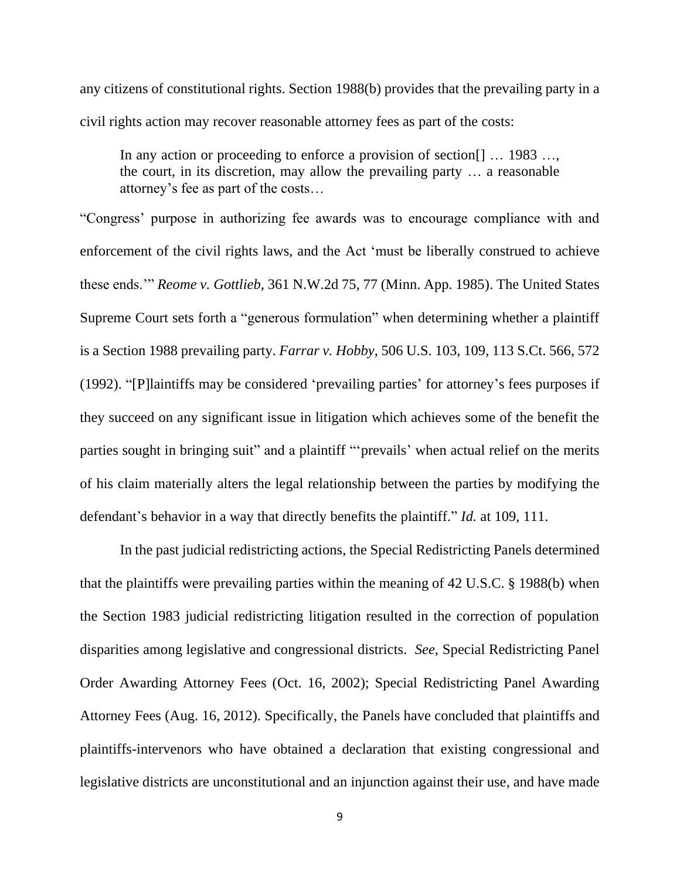any citizens of constitutional rights. Section 1988(b) provides that the prevailing party in a civil rights action may recover reasonable attorney fees as part of the costs:

> In any action or proceeding to enforce a provision of section[] … 1983 …, the court, in its discretion, may allow the prevailing party … a reasonable attorney's fee as part of the costs…

"Congress' purpose in authorizing fee awards was to encourage compliance with and enforcement of the civil rights laws, and the Act 'must be liberally construed to achieve these ends.'" *Reome v. Gottlieb*, 361 N.W.2d 75, 77 (Minn. App. 1985). The United States Supreme Court sets forth a "generous formulation" when determining whether a plaintiff is a Section 1988 prevailing party. *Farrar v. Hobby*, 506 U.S. 103, 109, 113 S.Ct. 566, 572 (1992). "[P]laintiffs may be considered 'prevailing parties' for attorney's fees purposes if they succeed on any significant issue in litigation which achieves some of the benefit the parties sought in bringing suit" and a plaintiff "'prevails' when actual relief on the merits of his claim materially alters the legal relationship between the parties by modifying the defendant's behavior in a way that directly benefits the plaintiff." *Id.* at 109, 111.

In the past judicial redistricting actions, the Special Redistricting Panels determined that the plaintiffs were prevailing parties within the meaning of 42 U.S.C. § 1988(b) when the Section 1983 judicial redistricting litigation resulted in the correction of population disparities among legislative and congressional districts. *See*, Special Redistricting Panel Order Awarding Attorney Fees (Oct. 16, 2002); Special Redistricting Panel Awarding Attorney Fees (Aug. 16, 2012). Specifically, the Panels have concluded that plaintiffs and plaintiffs-intervenors who have obtained a declaration that existing congressional and legislative districts are unconstitutional and an injunction against their use, and have made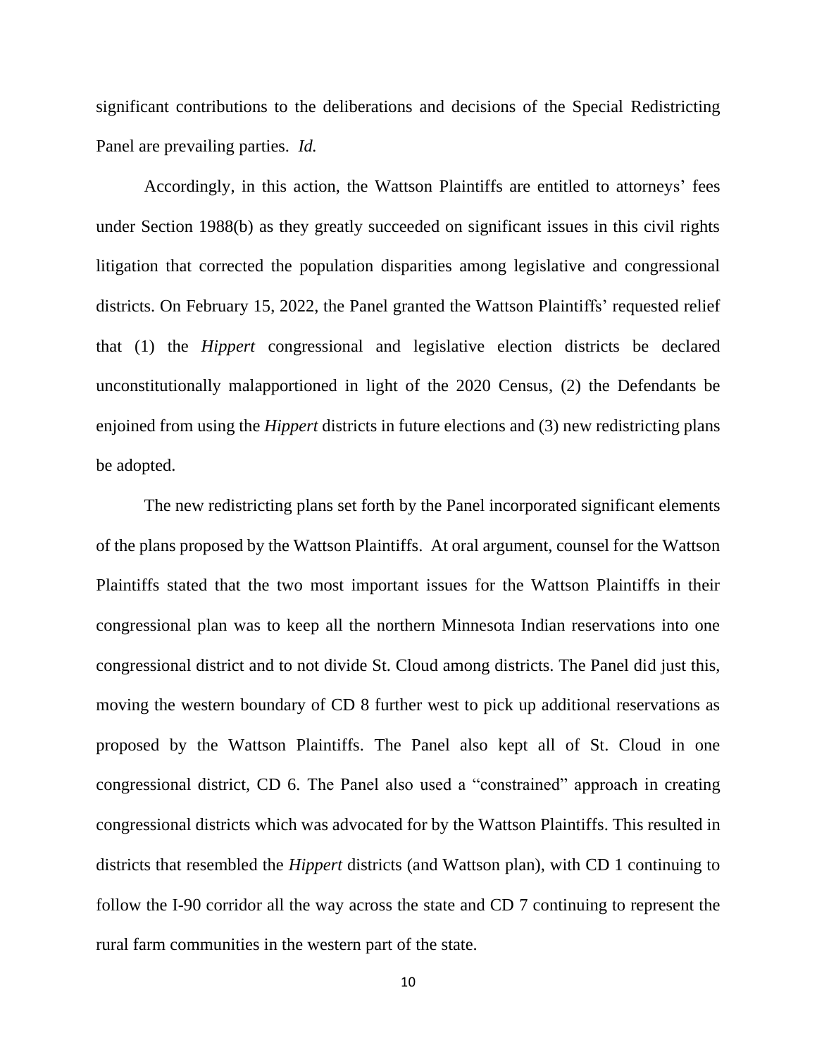significant contributions to the deliberations and decisions of the Special Redistricting Panel are prevailing parties. *Id.*

Accordingly, in this action, the Wattson Plaintiffs are entitled to attorneys' fees under Section 1988(b) as they greatly succeeded on significant issues in this civil rights litigation that corrected the population disparities among legislative and congressional districts. On February 15, 2022, the Panel granted the Wattson Plaintiffs' requested relief that (1) the *Hippert* congressional and legislative election districts be declared unconstitutionally malapportioned in light of the 2020 Census, (2) the Defendants be enjoined from using the *Hippert* districts in future elections and (3) new redistricting plans be adopted.

The new redistricting plans set forth by the Panel incorporated significant elements of the plans proposed by the Wattson Plaintiffs. At oral argument, counsel for the Wattson Plaintiffs stated that the two most important issues for the Wattson Plaintiffs in their congressional plan was to keep all the northern Minnesota Indian reservations into one congressional district and to not divide St. Cloud among districts. The Panel did just this, moving the western boundary of CD 8 further west to pick up additional reservations as proposed by the Wattson Plaintiffs. The Panel also kept all of St. Cloud in one congressional district, CD 6. The Panel also used a "constrained" approach in creating congressional districts which was advocated for by the Wattson Plaintiffs. This resulted in districts that resembled the *Hippert* districts (and Wattson plan), with CD 1 continuing to follow the I-90 corridor all the way across the state and CD 7 continuing to represent the rural farm communities in the western part of the state.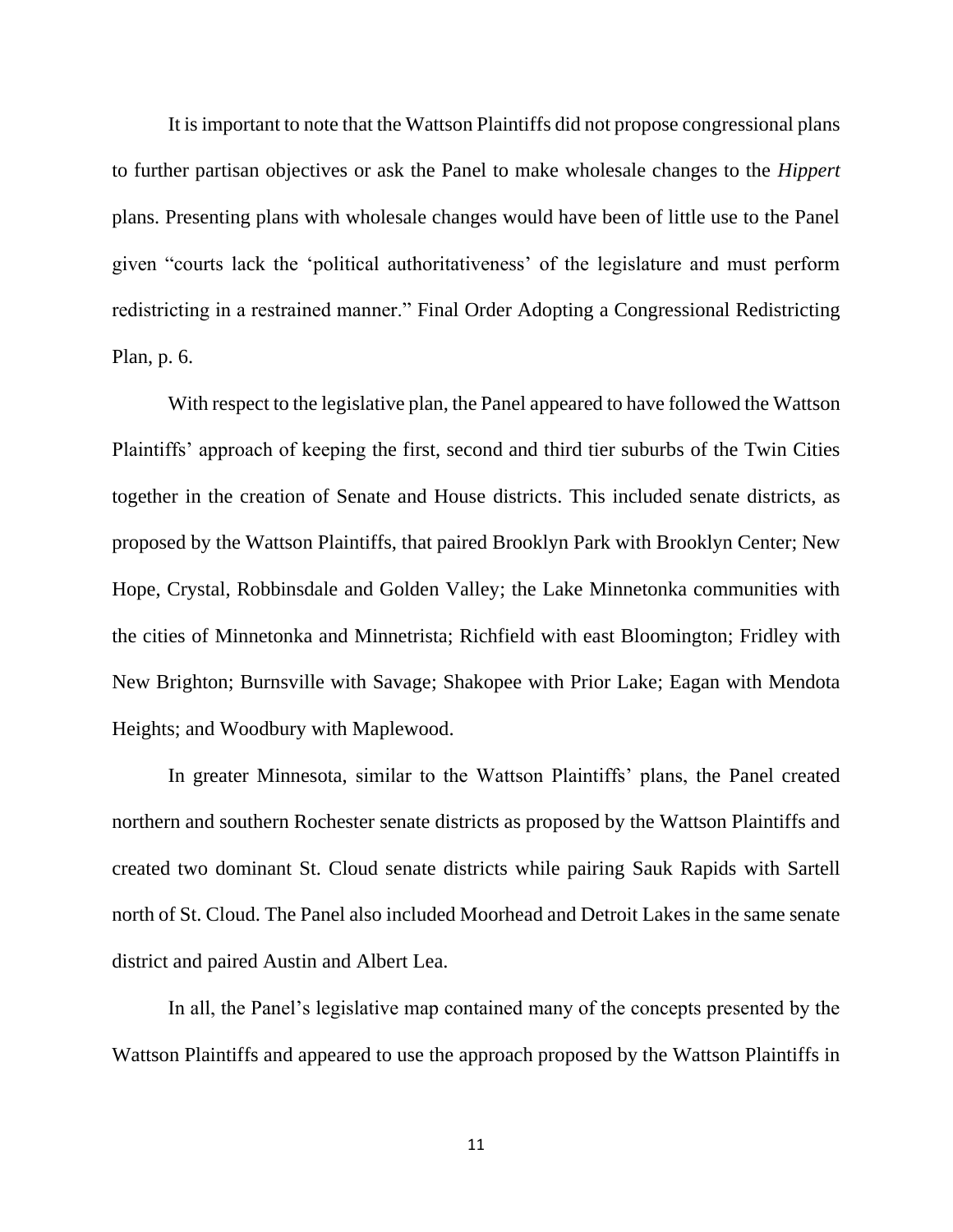It is important to note that the Wattson Plaintiffs did not propose congressional plans to further partisan objectives or ask the Panel to make wholesale changes to the *Hippert* plans. Presenting plans with wholesale changes would have been of little use to the Panel given "courts lack the 'political authoritativeness' of the legislature and must perform redistricting in a restrained manner." Final Order Adopting a Congressional Redistricting Plan, p. 6.

With respect to the legislative plan, the Panel appeared to have followed the Wattson Plaintiffs' approach of keeping the first, second and third tier suburbs of the Twin Cities together in the creation of Senate and House districts. This included senate districts, as proposed by the Wattson Plaintiffs, that paired Brooklyn Park with Brooklyn Center; New Hope, Crystal, Robbinsdale and Golden Valley; the Lake Minnetonka communities with the cities of Minnetonka and Minnetrista; Richfield with east Bloomington; Fridley with New Brighton; Burnsville with Savage; Shakopee with Prior Lake; Eagan with Mendota Heights; and Woodbury with Maplewood.

In greater Minnesota, similar to the Wattson Plaintiffs' plans, the Panel created northern and southern Rochester senate districts as proposed by the Wattson Plaintiffs and created two dominant St. Cloud senate districts while pairing Sauk Rapids with Sartell north of St. Cloud. The Panel also included Moorhead and Detroit Lakes in the same senate district and paired Austin and Albert Lea.

In all, the Panel's legislative map contained many of the concepts presented by the Wattson Plaintiffs and appeared to use the approach proposed by the Wattson Plaintiffs in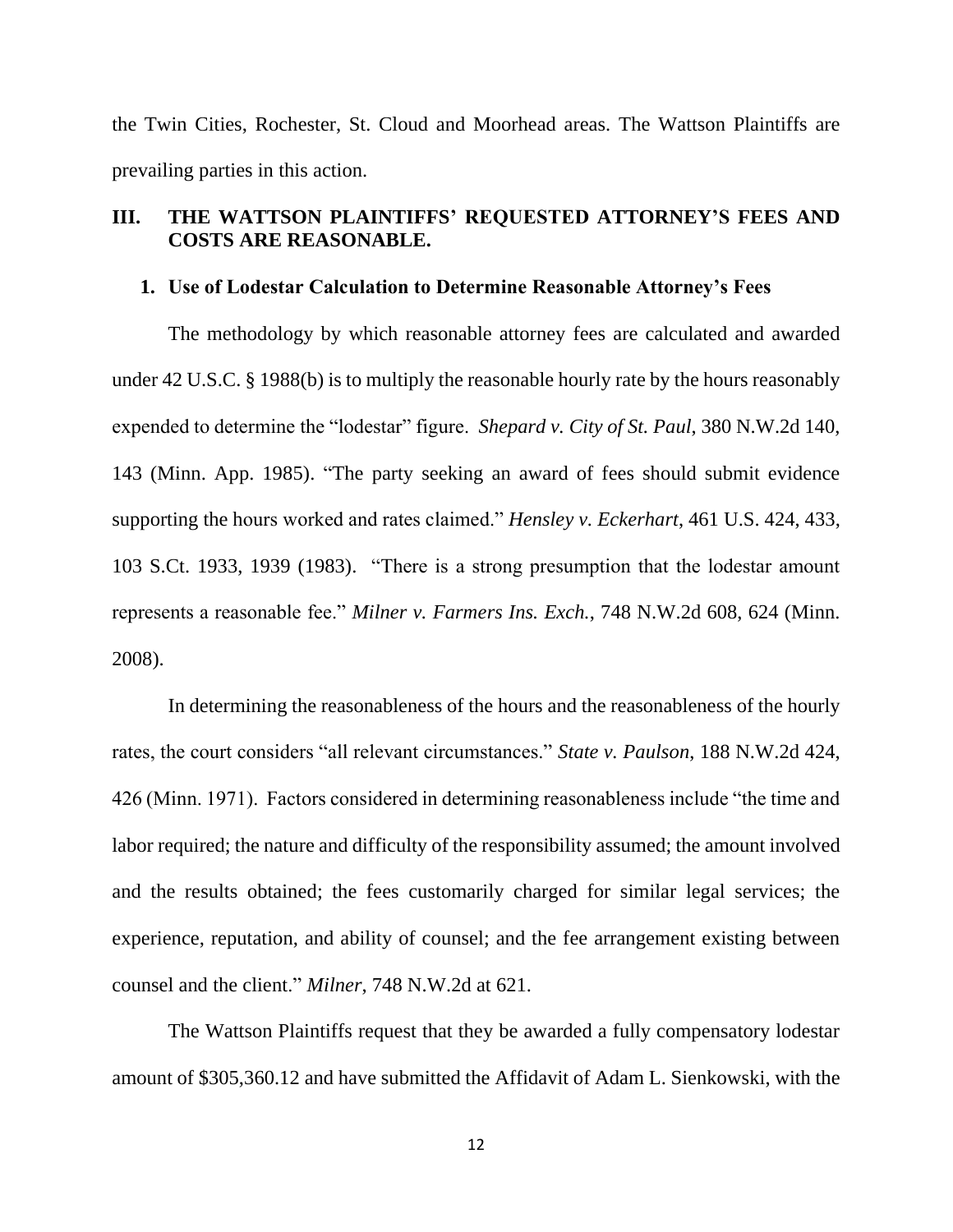the Twin Cities, Rochester, St. Cloud and Moorhead areas. The Wattson Plaintiffs are prevailing parties in this action.

## III. THE WATTSON PLAINTIFFS' REQUESTED ATTORNEY'S FEES AND COSTS ARE REASONABLE.

### 1. Use of Lodestar Calculation to Determine Reasonable Attorney's Fees

The methodology by which reasonable attorney fees are calculated and awarded under 42 U.S.C. § 1988(b) is to multiply the reasonable hourly rate by the hours reasonably expended to determine the "lodestar" figure. *Shepard v. City of St. Paul*, 380 N.W.2d 140, 143 (Minn. App. 1985). "The party seeking an award of fees should submit evidence supporting the hours worked and rates claimed." *Hensley v. Eckerhart*, 461 U.S. 424, 433, 103 S.Ct. 1933, 1939 (1983). "There is a strong presumption that the lodestar amount represents a reasonable fee." *Milner v. Farmers Ins. Exch.*, 748 N.W.2d 608, 624 (Minn. 2008).

In determining the reasonableness of the hours and the reasonableness of the hourly rates, the court considers "all relevant circumstances." *State v. Paulson*, 188 N.W.2d 424, 426 (Minn. 1971). Factors considered in determining reasonableness include "the time and labor required; the nature and difficulty of the responsibility assumed; the amount involved and the results obtained; the fees customarily charged for similar legal services; the experience, reputation, and ability of counsel; and the fee arrangement existing between counsel and the client." *Milner*, 748 N.W.2d at 621.

The Wattson Plaintiffs request that they be awarded a fully compensatory lodestar amount of $305,360.12 and have submitted the Affidavit of Adam L. Sienkowski, with the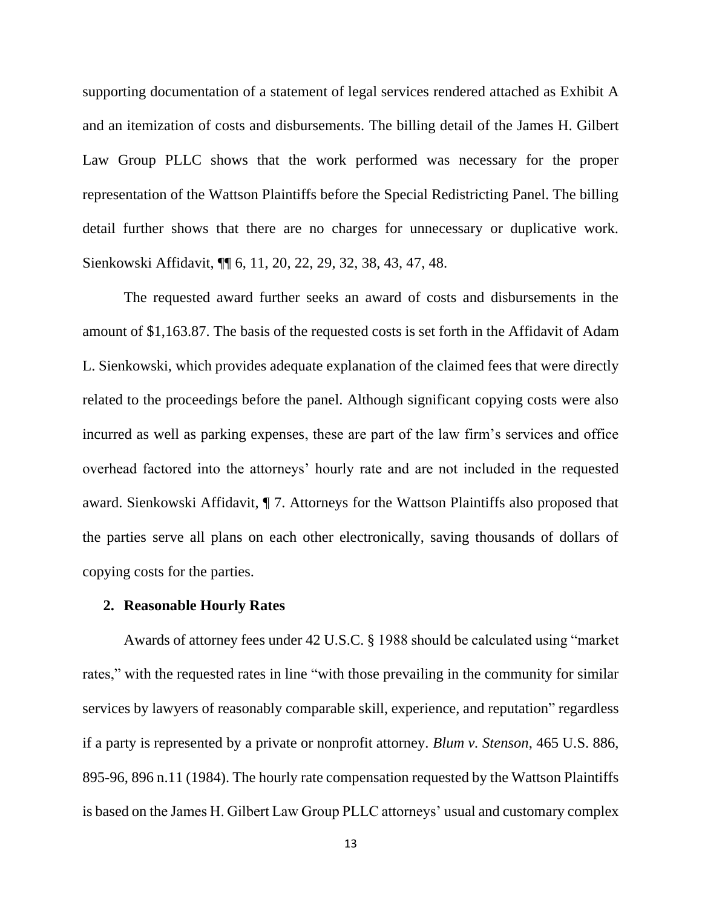supporting documentation of a statement of legal services rendered attached as Exhibit A and an itemization of costs and disbursements. The billing detail of the James H. Gilbert Law Group PLLC shows that the work performed was necessary for the proper representation of the Wattson Plaintiffs before the Special Redistricting Panel. The billing detail further shows that there are no charges for unnecessary or duplicative work. Sienkowski Affidavit, ¶¶ 6, 11, 20, 22, 29, 32, 38, 43, 47, 48.

The requested award further seeks an award of costs and disbursements in the amount of $1,163.87. The basis of the requested costs is set forth in the Affidavit of Adam L. Sienkowski, which provides adequate explanation of the claimed fees that were directly related to the proceedings before the panel. Although significant copying costs were also incurred as well as parking expenses, these are part of the law firm's services and office overhead factored into the attorneys' hourly rate and are not included in the requested award. Sienkowski Affidavit, ¶ 7. Attorneys for the Wattson Plaintiffs also proposed that the parties serve all plans on each other electronically, saving thousands of dollars of copying costs for the parties.

### 2. Reasonable Hourly Rates

Awards of attorney fees under 42 U.S.C. § 1988 should be calculated using "market rates," with the requested rates in line "with those prevailing in the community for similar services by lawyers of reasonably comparable skill, experience, and reputation" regardless if a party is represented by a private or nonprofit attorney. *Blum v. Stenson*, 465 U.S. 886, 895-96, 896 n.11 (1984). The hourly rate compensation requested by the Wattson Plaintiffs is based on the James H. Gilbert Law Group PLLC attorneys' usual and customary complex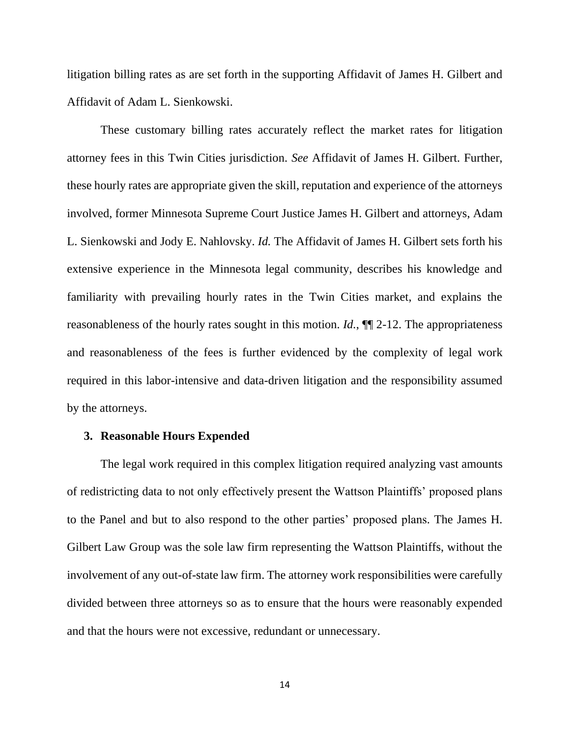litigation billing rates as are set forth in the supporting Affidavit of James H. Gilbert and Affidavit of Adam L. Sienkowski.

These customary billing rates accurately reflect the market rates for litigation attorney fees in this Twin Cities jurisdiction. *See* Affidavit of James H. Gilbert. Further, these hourly rates are appropriate given the skill, reputation and experience of the attorneys involved, former Minnesota Supreme Court Justice James H. Gilbert and attorneys, Adam L. Sienkowski and Jody E. Nahlovsky. *Id.* The Affidavit of James H. Gilbert sets forth his extensive experience in the Minnesota legal community, describes his knowledge and familiarity with prevailing hourly rates in the Twin Cities market, and explains the reasonableness of the hourly rates sought in this motion. *Id.*, ¶¶ 2-12. The appropriateness and reasonableness of the fees is further evidenced by the complexity of legal work required in this labor-intensive and data-driven litigation and the responsibility assumed by the attorneys.

### 3. Reasonable Hours Expended

The legal work required in this complex litigation required analyzing vast amounts of redistricting data to not only effectively present the Wattson Plaintiffs' proposed plans to the Panel and but to also respond to the other parties' proposed plans. The James H. Gilbert Law Group was the sole law firm representing the Wattson Plaintiffs, without the involvement of any out-of-state law firm. The attorney work responsibilities were carefully divided between three attorneys so as to ensure that the hours were reasonably expended and that the hours were not excessive, redundant or unnecessary.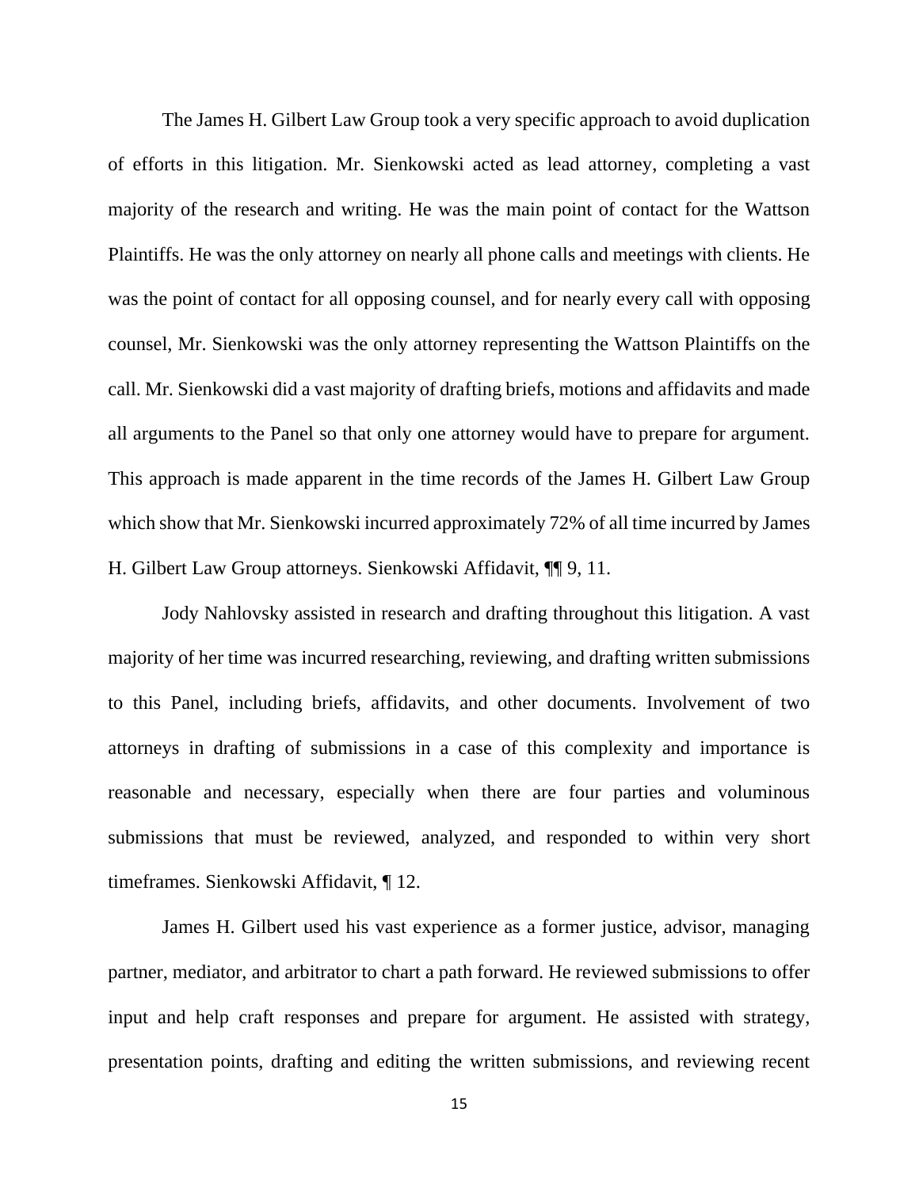The James H. Gilbert Law Group took a very specific approach to avoid duplication of efforts in this litigation. Mr. Sienkowski acted as lead attorney, completing a vast majority of the research and writing. He was the main point of contact for the Wattson Plaintiffs. He was the only attorney on nearly all phone calls and meetings with clients. He was the point of contact for all opposing counsel, and for nearly every call with opposing counsel, Mr. Sienkowski was the only attorney representing the Wattson Plaintiffs on the call. Mr. Sienkowski did a vast majority of drafting briefs, motions and affidavits and made all arguments to the Panel so that only one attorney would have to prepare for argument. This approach is made apparent in the time records of the James H. Gilbert Law Group which show that Mr. Sienkowski incurred approximately 72% of all time incurred by James H. Gilbert Law Group attorneys. Sienkowski Affidavit, ¶¶ 9, 11.

Jody Nahlovsky assisted in research and drafting throughout this litigation. A vast majority of her time was incurred researching, reviewing, and drafting written submissions to this Panel, including briefs, affidavits, and other documents. Involvement of two attorneys in drafting of submissions in a case of this complexity and importance is reasonable and necessary, especially when there are four parties and voluminous submissions that must be reviewed, analyzed, and responded to within very short timeframes. Sienkowski Affidavit, ¶ 12.

James H. Gilbert used his vast experience as a former justice, advisor, managing partner, mediator, and arbitrator to chart a path forward. He reviewed submissions to offer input and help craft responses and prepare for argument. He assisted with strategy, presentation points, drafting and editing the written submissions, and reviewing recent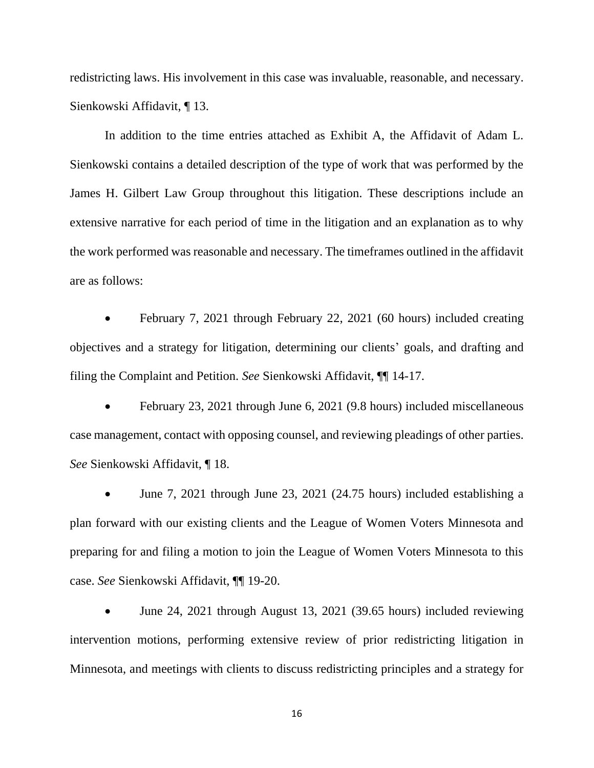redistricting laws. His involvement in this case was invaluable, reasonable, and necessary. Sienkowski Affidavit, ¶ 13.

In addition to the time entries attached as Exhibit A, the Affidavit of Adam L. Sienkowski contains a detailed description of the type of work that was performed by the James H. Gilbert Law Group throughout this litigation. These descriptions include an extensive narrative for each period of time in the litigation and an explanation as to why the work performed was reasonable and necessary. The timeframes outlined in the affidavit are as follows:

- February 7, 2021 through February 22, 2021 (60 hours) included creating objectives and a strategy for litigation, determining our clients' goals, and drafting and filing the Complaint and Petition. *See* Sienkowski Affidavit, ¶¶ 14-17.

- February 23, 2021 through June 6, 2021 (9.8 hours) included miscellaneous case management, contact with opposing counsel, and reviewing pleadings of other parties. *See* Sienkowski Affidavit, ¶ 18.

- June 7, 2021 through June 23, 2021 (24.75 hours) included establishing a plan forward with our existing clients and the League of Women Voters Minnesota and preparing for and filing a motion to join the League of Women Voters Minnesota to this case. *See* Sienkowski Affidavit, ¶¶ 19-20.

- June 24, 2021 through August 13, 2021 (39.65 hours) included reviewing intervention motions, performing extensive review of prior redistricting litigation in Minnesota, and meetings with clients to discuss redistricting principles and a strategy for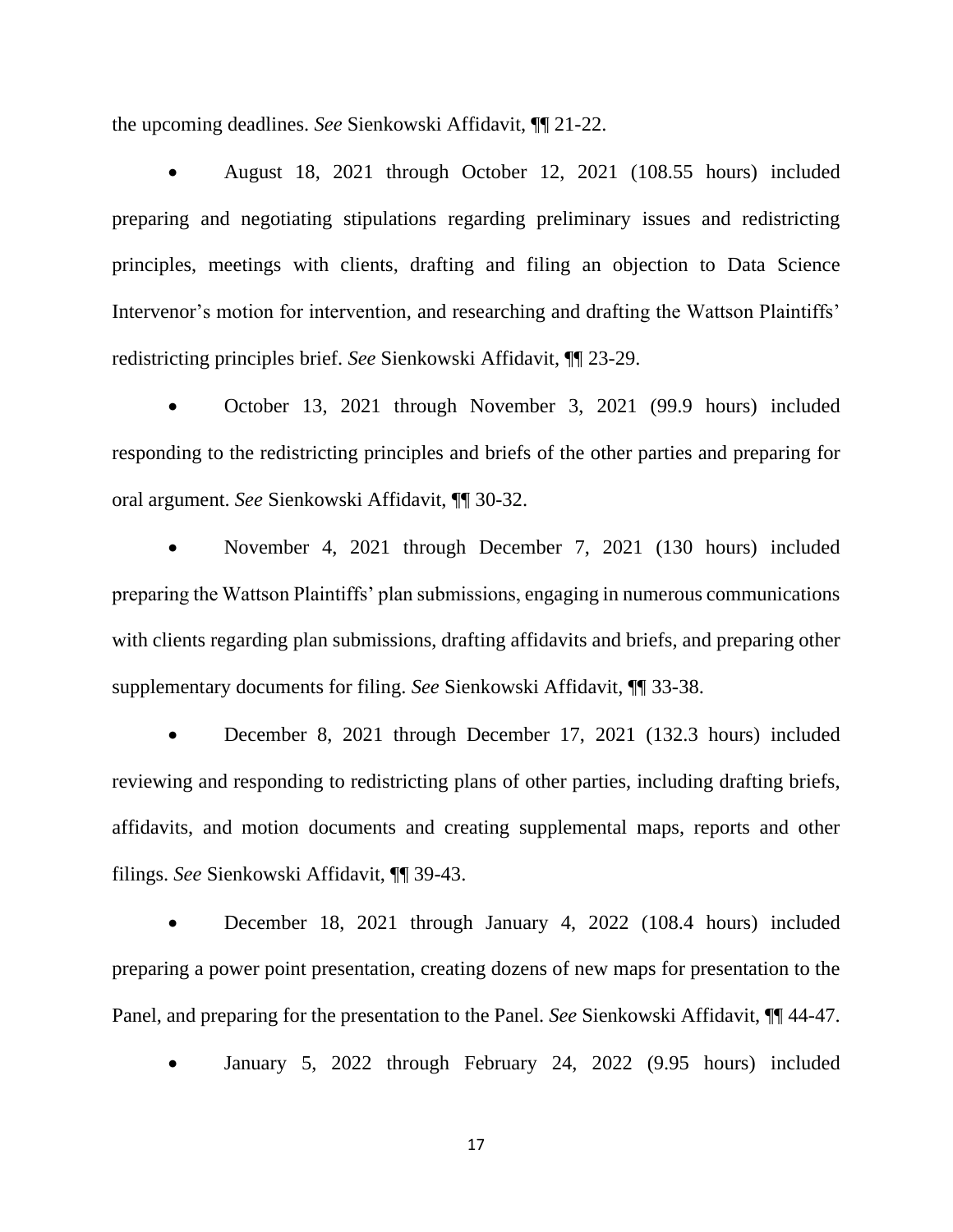the upcoming deadlines. *See* Sienkowski Affidavit, ¶¶ 21-22.

- August 18, 2021 through October 12, 2021 (108.55 hours) included preparing and negotiating stipulations regarding preliminary issues and redistricting principles, meetings with clients, drafting and filing an objection to Data Science Intervenor's motion for intervention, and researching and drafting the Wattson Plaintiffs' redistricting principles brief. *See* Sienkowski Affidavit, ¶¶ 23-29.

- October 13, 2021 through November 3, 2021 (99.9 hours) included responding to the redistricting principles and briefs of the other parties and preparing for oral argument. *See* Sienkowski Affidavit, ¶¶ 30-32.

- November 4, 2021 through December 7, 2021 (130 hours) included preparing the Wattson Plaintiffs' plan submissions, engaging in numerous communications with clients regarding plan submissions, drafting affidavits and briefs, and preparing other supplementary documents for filing. *See* Sienkowski Affidavit, ¶¶ 33-38.

- December 8, 2021 through December 17, 2021 (132.3 hours) included reviewing and responding to redistricting plans of other parties, including drafting briefs, affidavits, and motion documents and creating supplemental maps, reports and other filings. *See* Sienkowski Affidavit, ¶¶ 39-43.

- December 18, 2021 through January 4, 2022 (108.4 hours) included preparing a power point presentation, creating dozens of new maps for presentation to the Panel, and preparing for the presentation to the Panel. *See* Sienkowski Affidavit, ¶¶ 44-47.

- January 5, 2022 through February 24, 2022 (9.95 hours) included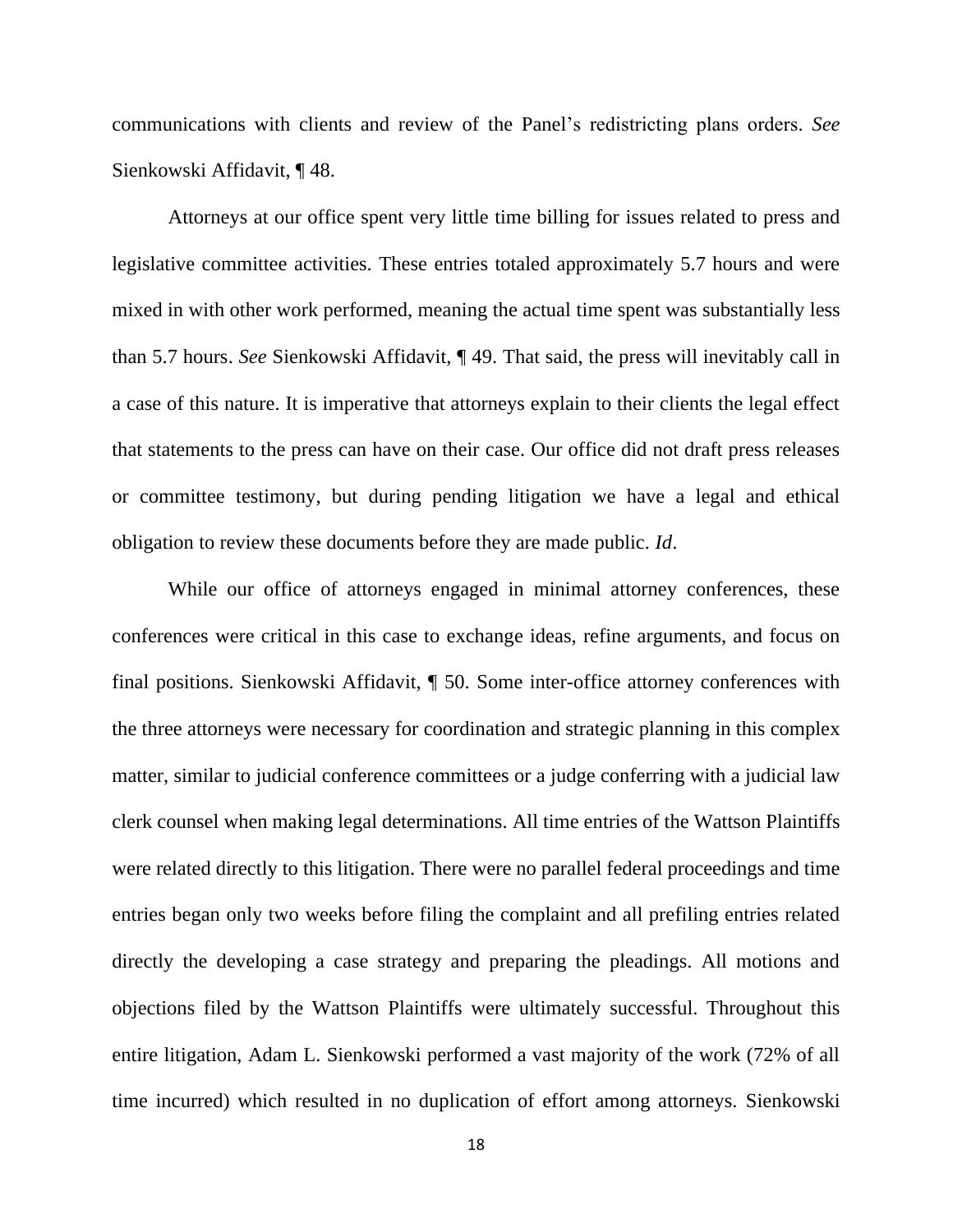communications with clients and review of the Panel's redistricting plans orders. *See* Sienkowski Affidavit, ¶ 48.

Attorneys at our office spent very little time billing for issues related to press and legislative committee activities. These entries totaled approximately 5.7 hours and were mixed in with other work performed, meaning the actual time spent was substantially less than 5.7 hours. *See* Sienkowski Affidavit, ¶ 49. That said, the press will inevitably call in a case of this nature. It is imperative that attorneys explain to their clients the legal effect that statements to the press can have on their case. Our office did not draft press releases or committee testimony, but during pending litigation we have a legal and ethical obligation to review these documents before they are made public. *Id*.

While our office of attorneys engaged in minimal attorney conferences, these conferences were critical in this case to exchange ideas, refine arguments, and focus on final positions. Sienkowski Affidavit, ¶ 50. Some inter-office attorney conferences with the three attorneys were necessary for coordination and strategic planning in this complex matter, similar to judicial conference committees or a judge conferring with a judicial law clerk counsel when making legal determinations. All time entries of the Wattson Plaintiffs were related directly to this litigation. There were no parallel federal proceedings and time entries began only two weeks before filing the complaint and all prefiling entries related directly the developing a case strategy and preparing the pleadings. All motions and objections filed by the Wattson Plaintiffs were ultimately successful. Throughout this entire litigation, Adam L. Sienkowski performed a vast majority of the work (72% of all time incurred) which resulted in no duplication of effort among attorneys. Sienkowski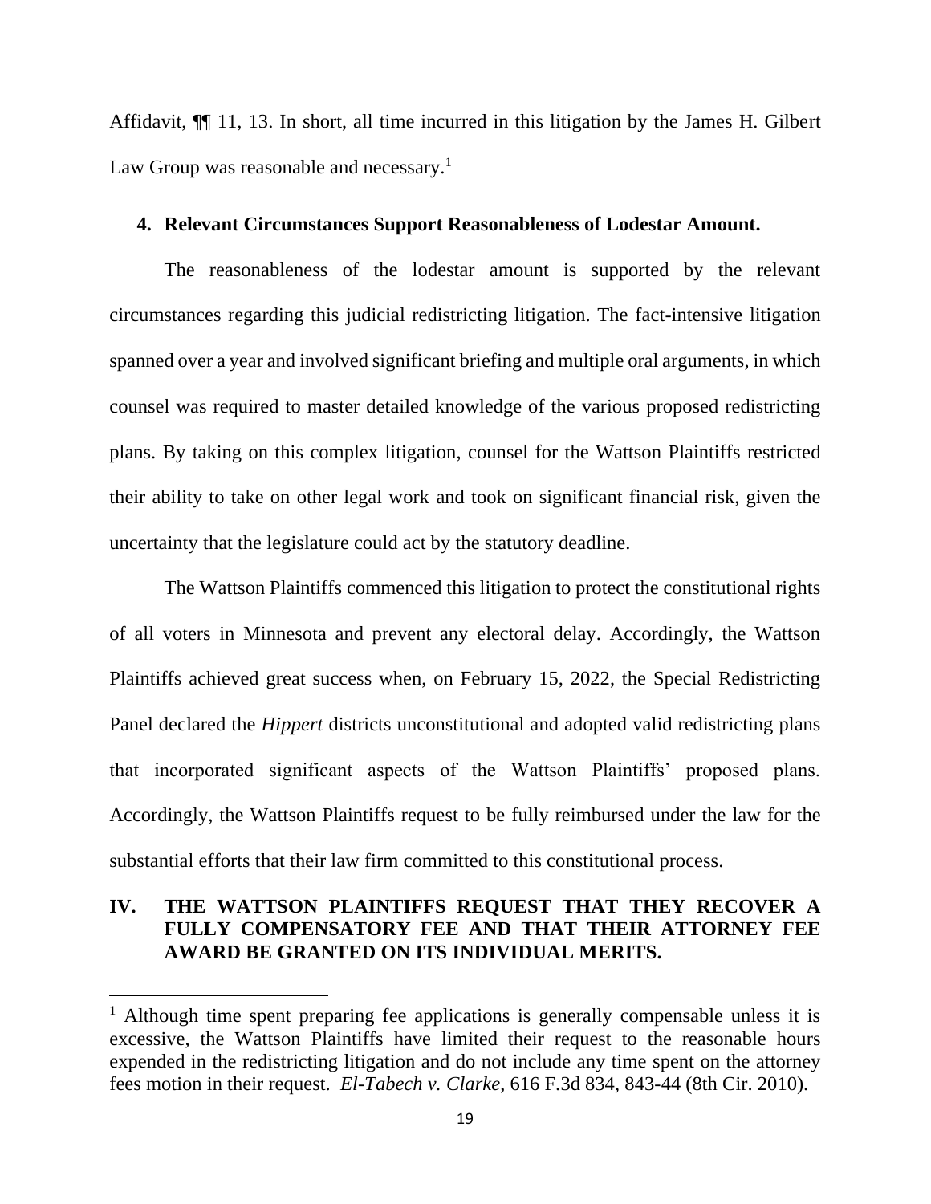Affidavit, ¶¶ 11, 13. In short, all time incurred in this litigation by the James H. Gilbert Law Group was reasonable and necessary.[1]

**4. Relevant Circumstances Support Reasonableness of Lodestar Amount.**

The reasonableness of the lodestar amount is supported by the relevant circumstances regarding this judicial redistricting litigation. The fact-intensive litigation spanned over a year and involved significant briefing and multiple oral arguments, in which counsel was required to master detailed knowledge of the various proposed redistricting plans. By taking on this complex litigation, counsel for the Wattson Plaintiffs restricted their ability to take on other legal work and took on significant financial risk, given the uncertainty that the legislature could act by the statutory deadline.

The Wattson Plaintiffs commenced this litigation to protect the constitutional rights of all voters in Minnesota and prevent any electoral delay. Accordingly, the Wattson Plaintiffs achieved great success when, on February 15, 2022, the Special Redistricting Panel declared the *Hippert* districts unconstitutional and adopted valid redistricting plans that incorporated significant aspects of the Wattson Plaintiffs' proposed plans. Accordingly, the Wattson Plaintiffs request to be fully reimbursed under the law for the substantial efforts that their law firm committed to this constitutional process.

## IV. THE WATTSON PLAINTIFFS REQUEST THAT THEY RECOVER A FULLY COMPENSATORY FEE AND THAT THEIR ATTORNEY FEE AWARD BE GRANTED ON ITS INDIVIDUAL MERITS.

---

[1] Although time spent preparing fee applications is generally compensable unless it is excessive, the Wattson Plaintiffs have limited their request to the reasonable hours expended in the redistricting litigation and do not include any time spent on the attorney fees motion in their request. *El-Tabech v. Clarke*, 616 F.3d 834, 843-44 (8th Cir. 2010).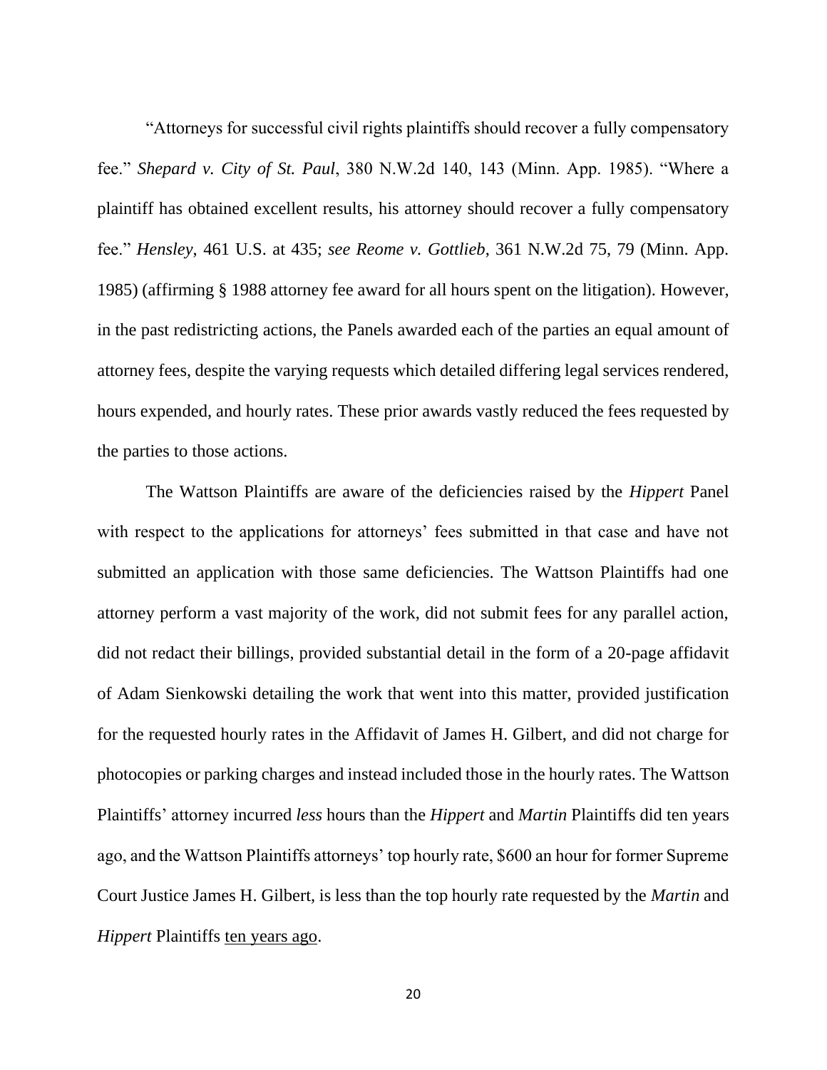"Attorneys for successful civil rights plaintiffs should recover a fully compensatory fee." *Shepard v. City of St. Paul*, 380 N.W.2d 140, 143 (Minn. App. 1985). "Where a plaintiff has obtained excellent results, his attorney should recover a fully compensatory fee." *Hensley*, 461 U.S. at 435; *see Reome v. Gottlieb*, 361 N.W.2d 75, 79 (Minn. App. 1985) (affirming § 1988 attorney fee award for all hours spent on the litigation). However, in the past redistricting actions, the Panels awarded each of the parties an equal amount of attorney fees, despite the varying requests which detailed differing legal services rendered, hours expended, and hourly rates. These prior awards vastly reduced the fees requested by the parties to those actions.

The Wattson Plaintiffs are aware of the deficiencies raised by the *Hippert* Panel with respect to the applications for attorneys' fees submitted in that case and have not submitted an application with those same deficiencies. The Wattson Plaintiffs had one attorney perform a vast majority of the work, did not submit fees for any parallel action, did not redact their billings, provided substantial detail in the form of a 20-page affidavit of Adam Sienkowski detailing the work that went into this matter, provided justification for the requested hourly rates in the Affidavit of James H. Gilbert, and did not charge for photocopies or parking charges and instead included those in the hourly rates. The Wattson Plaintiffs' attorney incurred *less* hours than the *Hippert* and *Martin* Plaintiffs did ten years ago, and the Wattson Plaintiffs attorneys' top hourly rate, $600 an hour for former Supreme Court Justice James H. Gilbert, is less than the top hourly rate requested by the *Martin* and *Hippert* Plaintiffs <u>ten years ago</u>.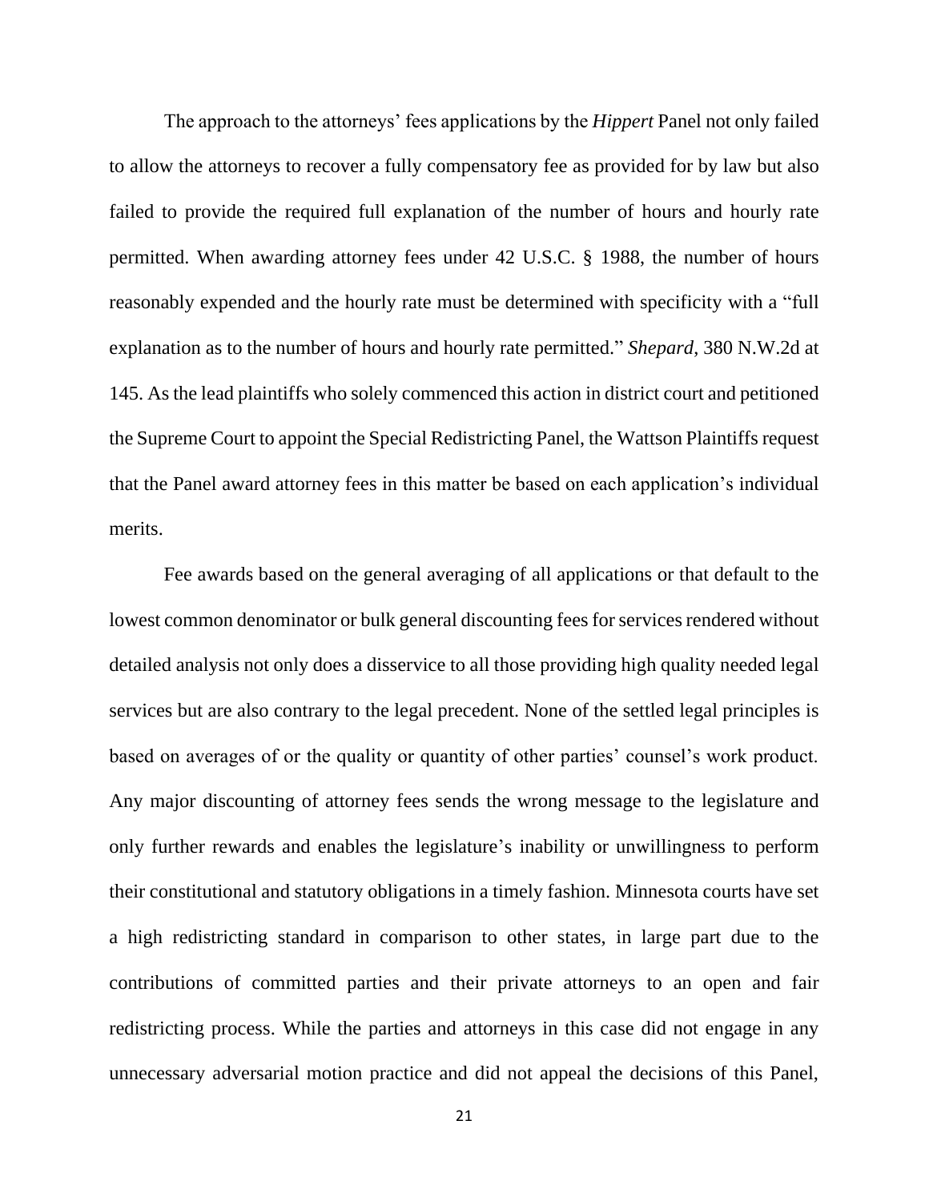The approach to the attorneys' fees applications by the *Hippert* Panel not only failed to allow the attorneys to recover a fully compensatory fee as provided for by law but also failed to provide the required full explanation of the number of hours and hourly rate permitted. When awarding attorney fees under 42 U.S.C. § 1988, the number of hours reasonably expended and the hourly rate must be determined with specificity with a "full explanation as to the number of hours and hourly rate permitted." *Shepard*, 380 N.W.2d at 145. As the lead plaintiffs who solely commenced this action in district court and petitioned the Supreme Court to appoint the Special Redistricting Panel, the Wattson Plaintiffs request that the Panel award attorney fees in this matter be based on each application's individual merits.

Fee awards based on the general averaging of all applications or that default to the lowest common denominator or bulk general discounting fees for services rendered without detailed analysis not only does a disservice to all those providing high quality needed legal services but are also contrary to the legal precedent. None of the settled legal principles is based on averages of or the quality or quantity of other parties' counsel's work product. Any major discounting of attorney fees sends the wrong message to the legislature and only further rewards and enables the legislature's inability or unwillingness to perform their constitutional and statutory obligations in a timely fashion. Minnesota courts have set a high redistricting standard in comparison to other states, in large part due to the contributions of committed parties and their private attorneys to an open and fair redistricting process. While the parties and attorneys in this case did not engage in any unnecessary adversarial motion practice and did not appeal the decisions of this Panel,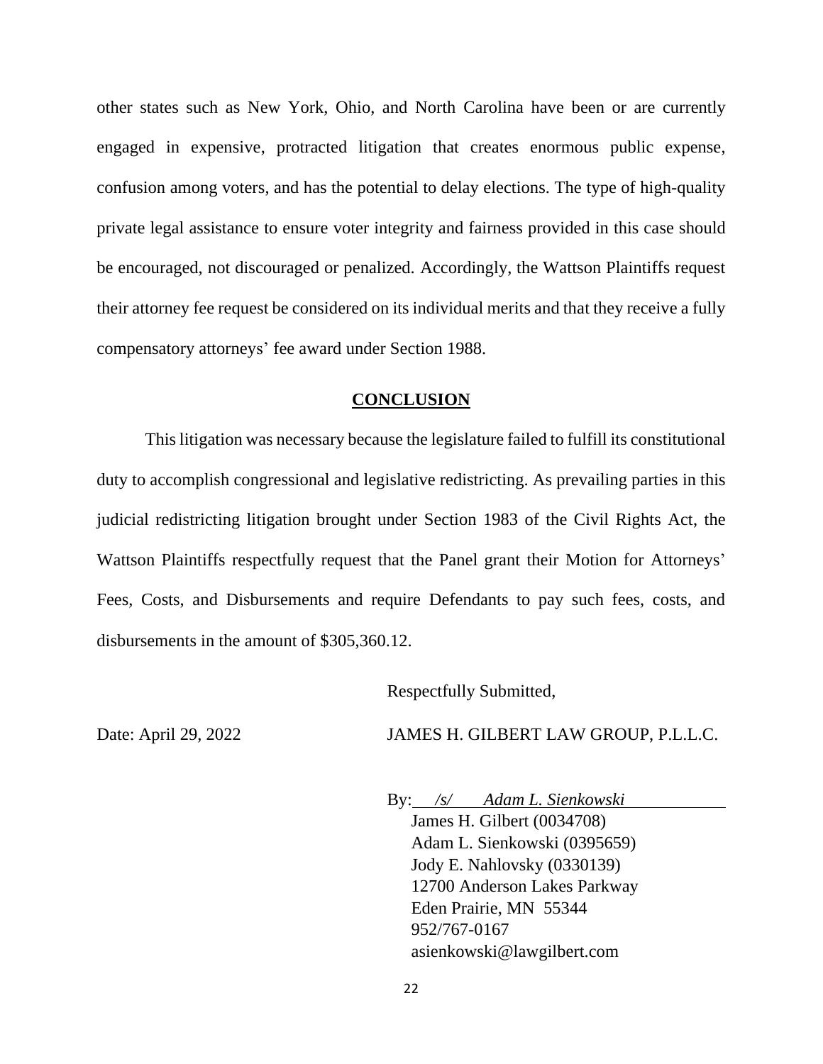other states such as New York, Ohio, and North Carolina have been or are currently engaged in expensive, protracted litigation that creates enormous public expense, confusion among voters, and has the potential to delay elections. The type of high-quality private legal assistance to ensure voter integrity and fairness provided in this case should be encouraged, not discouraged or penalized. Accordingly, the Wattson Plaintiffs request their attorney fee request be considered on its individual merits and that they receive a fully compensatory attorneys' fee award under Section 1988.

## CONCLUSION

This litigation was necessary because the legislature failed to fulfill its constitutional duty to accomplish congressional and legislative redistricting. As prevailing parties in this judicial redistricting litigation brought under Section 1983 of the Civil Rights Act, the Wattson Plaintiffs respectfully request that the Panel grant their Motion for Attorneys' Fees, Costs, and Disbursements and require Defendants to pay such fees, costs, and disbursements in the amount of $305,360.12.

Respectfully Submitted,

Date: April 29, 2022

JAMES H. GILBERT LAW GROUP, P.L.L.C.

By: */s/ Adam L. Sienkowski*
James H. Gilbert (0034708)
Adam L. Sienkowski (0395659)
Jody E. Nahlovsky (0330139)
12700 Anderson Lakes Parkway
Eden Prairie, MN 55344
952/767-0167
asienkowski@lawgilbert.com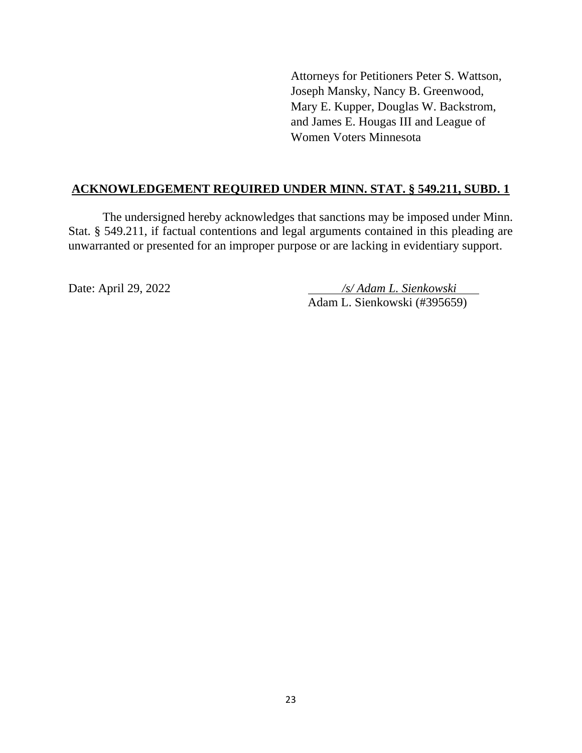Attorneys for Petitioners Peter S. Wattson, Joseph Mansky, Nancy B. Greenwood, Mary E. Kupper, Douglas W. Backstrom, and James E. Hougas III and League of Women Voters Minnesota

**ACKNOWLEDGEMENT REQUIRED UNDER MINN. STAT. § 549.211, SUBD. 1**

The undersigned hereby acknowledges that sanctions may be imposed under Minn. Stat. § 549.211, if factual contentions and legal arguments contained in this pleading are unwarranted or presented for an improper purpose or are lacking in evidentiary support.

Date: April 29, 2022

*/s/ Adam L. Sienkowski*
Adam L. Sienkowski (#395659)